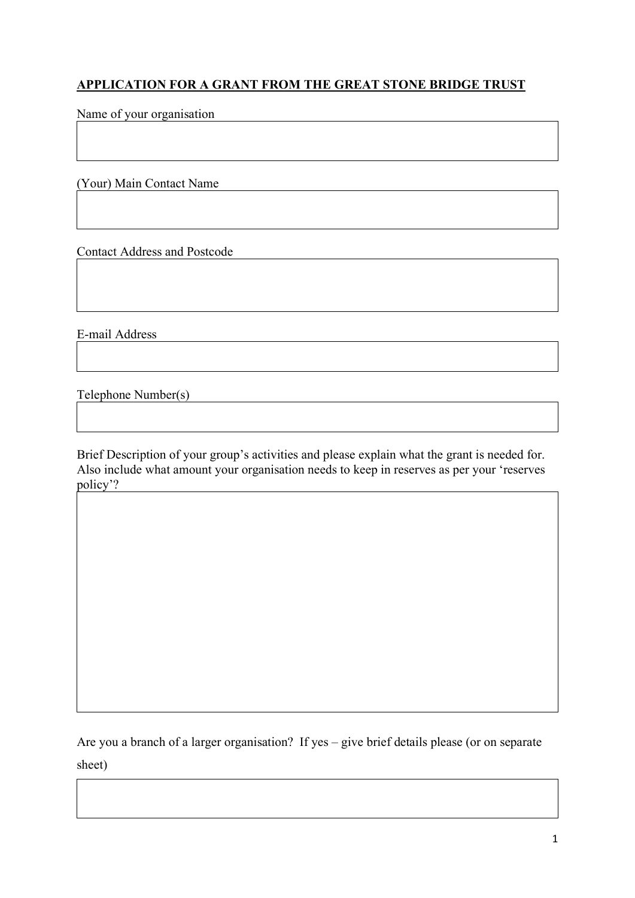**APPLICATION FOR A GRANT FROM THE GREAT STONE BRIDGE TRUST**

Name of your organisation

(Your) Main Contact Name

Contact Address and Postcode

E-mail Address

Telephone Number(s)

Brief Description of your group's activities and please explain what the grant is needed for. Also include what amount your organisation needs to keep in reserves as per your 'reserves policy'?

Are you a branch of a larger organisation? If yes – give brief details please (or on separate sheet)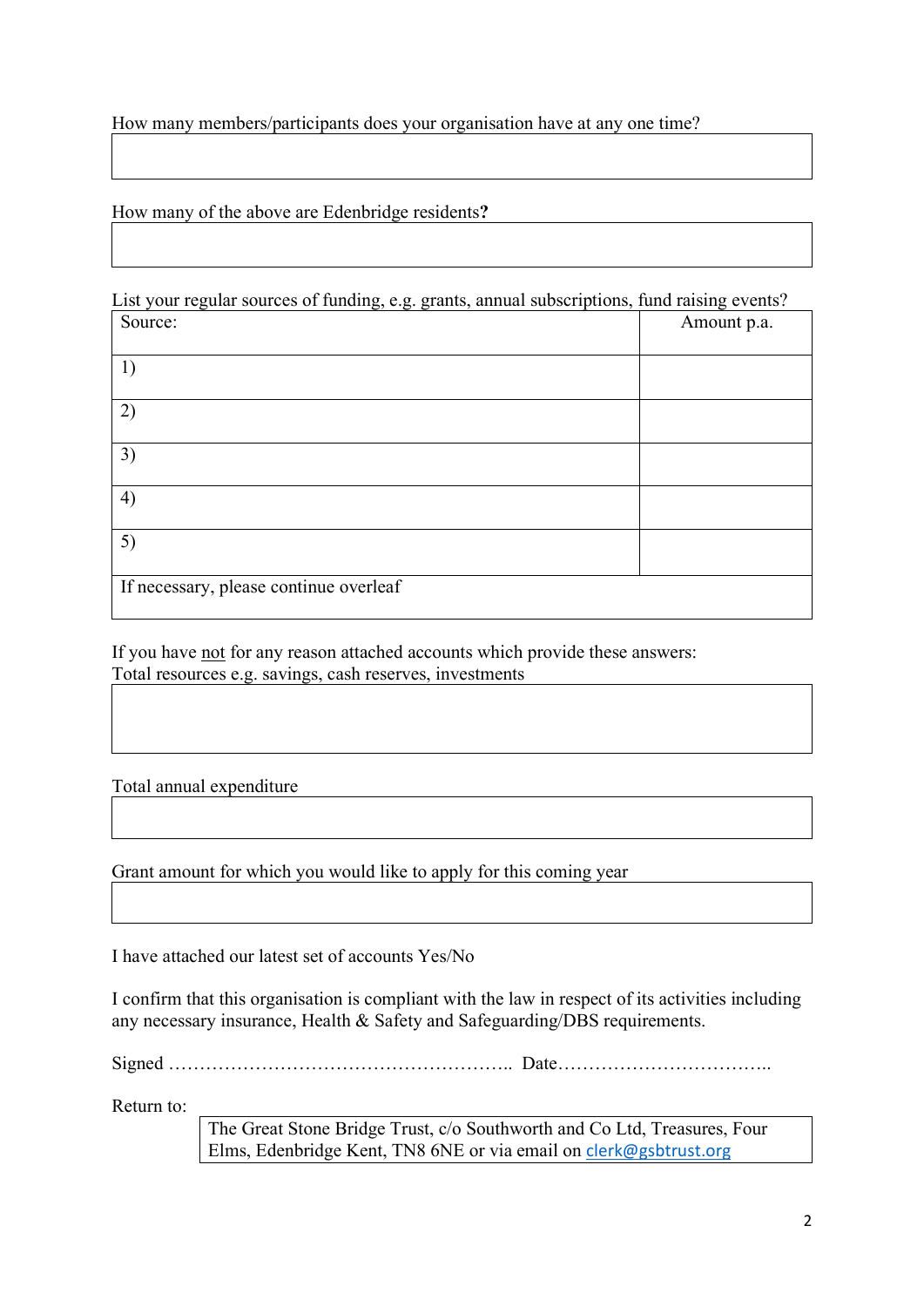How many members/participants does your organisation have at any one time?

How many of the above are Edenbridge residents**?**

List your regular sources of funding, e.g. grants, annual subscriptions, fund raising events?

| Source: | Amount p.a. |
|---|---|
| 1) | |
| 2) | |
| 3) | |
| 4) | |
| 5) | |
| If necessary, please continue overleaf | |

If you have <u>not</u> for any reason attached accounts which provide these answers:
Total resources e.g. savings, cash reserves, investments

Total annual expenditure

Grant amount for which you would like to apply for this coming year

I have attached our latest set of accounts Yes/No

I confirm that this organisation is compliant with the law in respect of its activities including any necessary insurance, Health & Safety and Safeguarding/DBS requirements.

Signed ……………………………………………….. Date……………………………..

Return to:

The Great Stone Bridge Trust, c/o Southworth and Co Ltd, Treasures, Four Elms, Edenbridge Kent, TN8 6NE or via email on clerk@gsbtrust.org